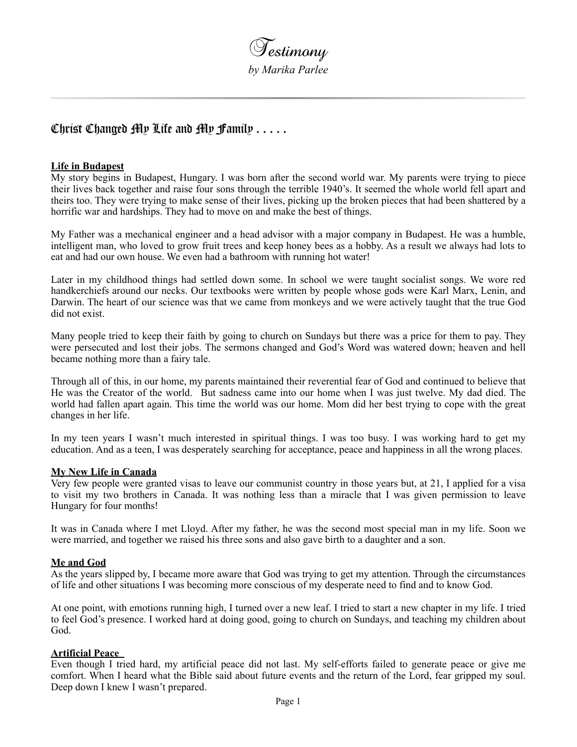# *Testimony*

*by Marika Parlee*

---

## Christ Changed My Life and My Family . . . . .

**Life in Budapest**

My story begins in Budapest, Hungary. I was born after the second world war. My parents were trying to piece their lives back together and raise four sons through the terrible 1940's. It seemed the whole world fell apart and theirs too. They were trying to make sense of their lives, picking up the broken pieces that had been shattered by a horrific war and hardships. They had to move on and make the best of things.

My Father was a mechanical engineer and a head advisor with a major company in Budapest. He was a humble, intelligent man, who loved to grow fruit trees and keep honey bees as a hobby. As a result we always had lots to eat and had our own house. We even had a bathroom with running hot water!

Later in my childhood things had settled down some. In school we were taught socialist songs. We wore red handkerchiefs around our necks. Our textbooks were written by people whose gods were Karl Marx, Lenin, and Darwin. The heart of our science was that we came from monkeys and we were actively taught that the true God did not exist.

Many people tried to keep their faith by going to church on Sundays but there was a price for them to pay. They were persecuted and lost their jobs. The sermons changed and God's Word was watered down; heaven and hell became nothing more than a fairy tale.

Through all of this, in our home, my parents maintained their reverential fear of God and continued to believe that He was the Creator of the world. But sadness came into our home when I was just twelve. My dad died. The world had fallen apart again. This time the world was our home. Mom did her best trying to cope with the great changes in her life.

In my teen years I wasn't much interested in spiritual things. I was too busy. I was working hard to get my education. And as a teen, I was desperately searching for acceptance, peace and happiness in all the wrong places.

**My New Life in Canada**

Very few people were granted visas to leave our communist country in those years but, at 21, I applied for a visa to visit my two brothers in Canada. It was nothing less than a miracle that I was given permission to leave Hungary for four months!

It was in Canada where I met Lloyd. After my father, he was the second most special man in my life. Soon we were married, and together we raised his three sons and also gave birth to a daughter and a son.

**Me and God**

As the years slipped by, I became more aware that God was trying to get my attention. Through the circumstances of life and other situations I was becoming more conscious of my desperate need to find and to know God.

At one point, with emotions running high, I turned over a new leaf. I tried to start a new chapter in my life. I tried to feel God's presence. I worked hard at doing good, going to church on Sundays, and teaching my children about God.

**Artificial Peace**

Even though I tried hard, my artificial peace did not last. My self-efforts failed to generate peace or give me comfort. When I heard what the Bible said about future events and the return of the Lord, fear gripped my soul. Deep down I knew I wasn't prepared.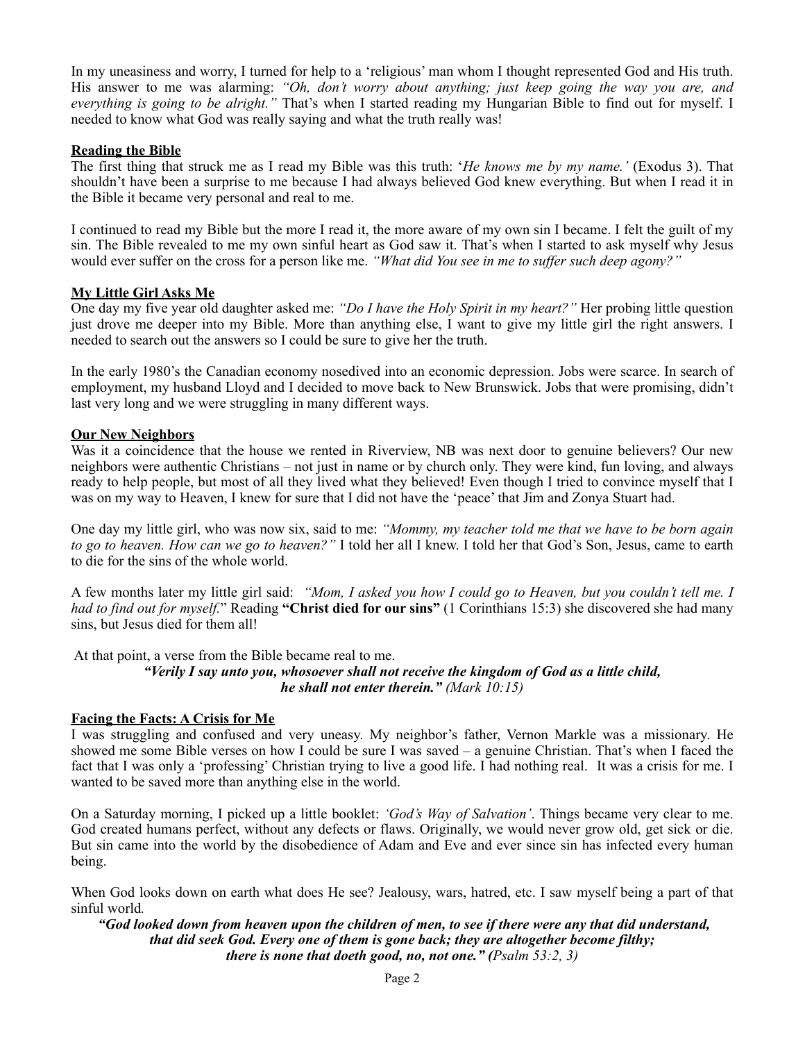In my uneasiness and worry, I turned for help to a 'religious' man whom I thought represented God and His truth. His answer to me was alarming: *"Oh, don't worry about anything; just keep going the way you are, and everything is going to be alright."* That's when I started reading my Hungarian Bible to find out for myself. I needed to know what God was really saying and what the truth really was!

**Reading the Bible**

The first thing that struck me as I read my Bible was this truth: '*He knows me by my name.'* (Exodus 3). That shouldn't have been a surprise to me because I had always believed God knew everything. But when I read it in the Bible it became very personal and real to me.

I continued to read my Bible but the more I read it, the more aware of my own sin I became. I felt the guilt of my sin. The Bible revealed to me my own sinful heart as God saw it. That's when I started to ask myself why Jesus would ever suffer on the cross for a person like me. *"What did You see in me to suffer such deep agony?"*

**My Little Girl Asks Me**

One day my five year old daughter asked me: *"Do I have the Holy Spirit in my heart?"* Her probing little question just drove me deeper into my Bible. More than anything else, I want to give my little girl the right answers. I needed to search out the answers so I could be sure to give her the truth.

In the early 1980's the Canadian economy nosedived into an economic depression. Jobs were scarce. In search of employment, my husband Lloyd and I decided to move back to New Brunswick. Jobs that were promising, didn't last very long and we were struggling in many different ways.

**Our New Neighbors**

Was it a coincidence that the house we rented in Riverview, NB was next door to genuine believers? Our new neighbors were authentic Christians – not just in name or by church only. They were kind, fun loving, and always ready to help people, but most of all they lived what they believed! Even though I tried to convince myself that I was on my way to Heaven, I knew for sure that I did not have the 'peace' that Jim and Zonya Stuart had.

One day my little girl, who was now six, said to me: *"Mommy, my teacher told me that we have to be born again to go to heaven. How can we go to heaven?"* I told her all I knew. I told her that God's Son, Jesus, came to earth to die for the sins of the whole world.

A few months later my little girl said: *"Mom, I asked you how I could go to Heaven, but you couldn't tell me. I had to find out for myself.*" Reading **"Christ died for our sins"** (1 Corinthians 15:3) she discovered she had many sins, but Jesus died for them all!

At that point, a verse from the Bible became real to me.

***"Verily I say unto you, whosoever shall not receive the kingdom of God as a little child, he shall not enter therein."*** *(Mark 10:15)*

**Facing the Facts: A Crisis for Me**

I was struggling and confused and very uneasy. My neighbor's father, Vernon Markle was a missionary. He showed me some Bible verses on how I could be sure I was saved – a genuine Christian. That's when I faced the fact that I was only a 'professing' Christian trying to live a good life. I had nothing real. It was a crisis for me. I wanted to be saved more than anything else in the world.

On a Saturday morning, I picked up a little booklet: *'God's Way of Salvation'*. Things became very clear to me. God created humans perfect, without any defects or flaws. Originally, we would never grow old, get sick or die. But sin came into the world by the disobedience of Adam and Eve and ever since sin has infected every human being.

When God looks down on earth what does He see? Jealousy, wars, hatred, etc. I saw myself being a part of that sinful world.

***"God looked down from heaven upon the children of men, to see if there were any that did understand, that did seek God. Every one of them is gone back; they are altogether become filthy; there is none that doeth good, no, not one." (****Psalm 53:2, 3)*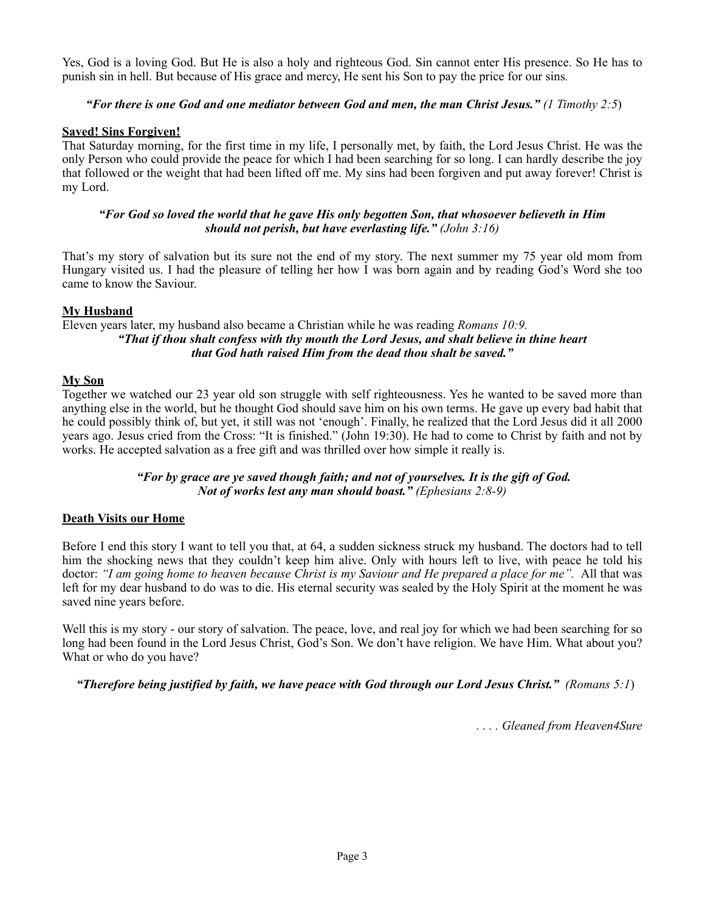Yes, God is a loving God. But He is also a holy and righteous God. Sin cannot enter His presence. So He has to punish sin in hell. But because of His grace and mercy, He sent his Son to pay the price for our sins.

***"For there is one God and one mediator between God and men, the man Christ Jesus."*** *(1 Timothy 2:5*)

**Saved! Sins Forgiven!**

That Saturday morning, for the first time in my life, I personally met, by faith, the Lord Jesus Christ. He was the only Person who could provide the peace for which I had been searching for so long. I can hardly describe the joy that followed or the weight that had been lifted off me. My sins had been forgiven and put away forever! Christ is my Lord.

***"For God so loved the world that he gave His only begotten Son, that whosoever believeth in Him should not perish, but have everlasting life."*** *(John 3:16)*

That's my story of salvation but its sure not the end of my story. The next summer my 75 year old mom from Hungary visited us. I had the pleasure of telling her how I was born again and by reading God's Word she too came to know the Saviour.

**My Husband**

Eleven years later, my husband also became a Christian while he was reading *Romans 10:9.*

***"That if thou shalt confess with thy mouth the Lord Jesus, and shalt believe in thine heart that God hath raised Him from the dead thou shalt be saved."***

**My Son**

Together we watched our 23 year old son struggle with self righteousness. Yes he wanted to be saved more than anything else in the world, but he thought God should save him on his own terms. He gave up every bad habit that he could possibly think of, but yet, it still was not 'enough'. Finally, he realized that the Lord Jesus did it all 2000 years ago. Jesus cried from the Cross: "It is finished." (John 19:30). He had to come to Christ by faith and not by works. He accepted salvation as a free gift and was thrilled over how simple it really is.

***"For by grace are ye saved though faith; and not of yourselves. It is the gift of God. Not of works lest any man should boast."*** *(Ephesians 2:8-9)*

**Death Visits our Home**

Before I end this story I want to tell you that, at 64, a sudden sickness struck my husband. The doctors had to tell him the shocking news that they couldn't keep him alive. Only with hours left to live, with peace he told his doctor: *"I am going home to heaven because Christ is my Saviour and He prepared a place for me".* All that was left for my dear husband to do was to die. His eternal security was sealed by the Holy Spirit at the moment he was saved nine years before.

Well this is my story - our story of salvation. The peace, love, and real joy for which we had been searching for so long had been found in the Lord Jesus Christ, God's Son. We don't have religion. We have Him. What about you? What or who do you have?

***"Therefore being justified by faith, we have peace with God through our Lord Jesus Christ."*** *(Romans 5:1*)

*. . . . Gleaned from Heaven4Sure*